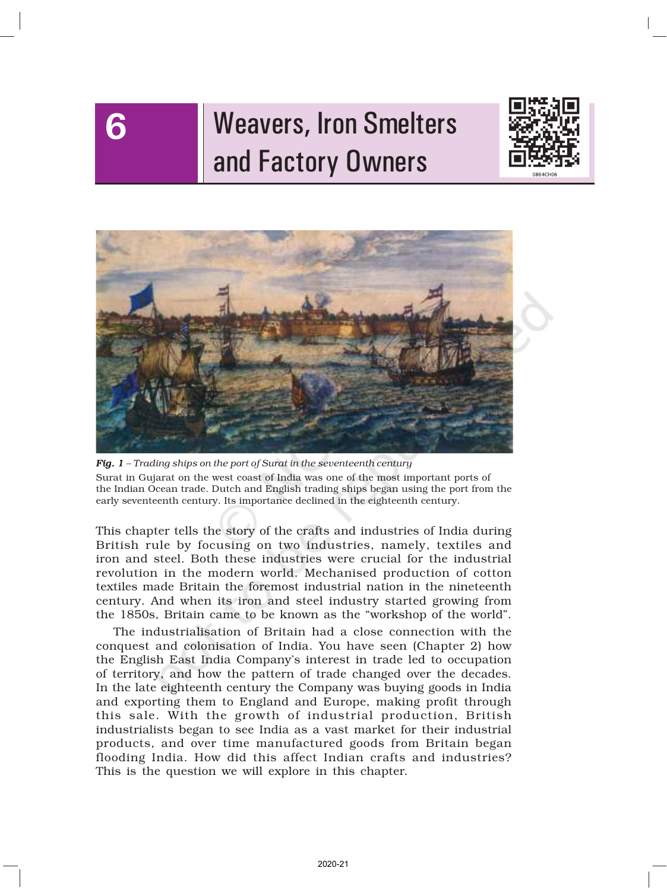# 6 Weavers, Iron Smelters and Factory Owners

*Fig. 1 – Trading ships on the port of Surat in the seventeenth century*

Surat in Gujarat on the west coast of India was one of the most important ports of the Indian Ocean trade. Dutch and English trading ships began using the port from the early seventeenth century. Its importance declined in the eighteenth century.

This chapter tells the story of the crafts and industries of India during British rule by focusing on two industries, namely, textiles and iron and steel. Both these industries were crucial for the industrial revolution in the modern world. Mechanised production of cotton textiles made Britain the foremost industrial nation in the nineteenth century. And when its iron and steel industry started growing from the 1850s, Britain came to be known as the "workshop of the world".

The industrialisation of Britain had a close connection with the conquest and colonisation of India. You have seen (Chapter 2) how the English East India Company's interest in trade led to occupation of territory, and how the pattern of trade changed over the decades. In the late eighteenth century the Company was buying goods in India and exporting them to England and Europe, making profit through this sale. With the growth of industrial production, British industrialists began to see India as a vast market for their industrial products, and over time manufactured goods from Britain began flooding India. How did this affect Indian crafts and industries? This is the question we will explore in this chapter.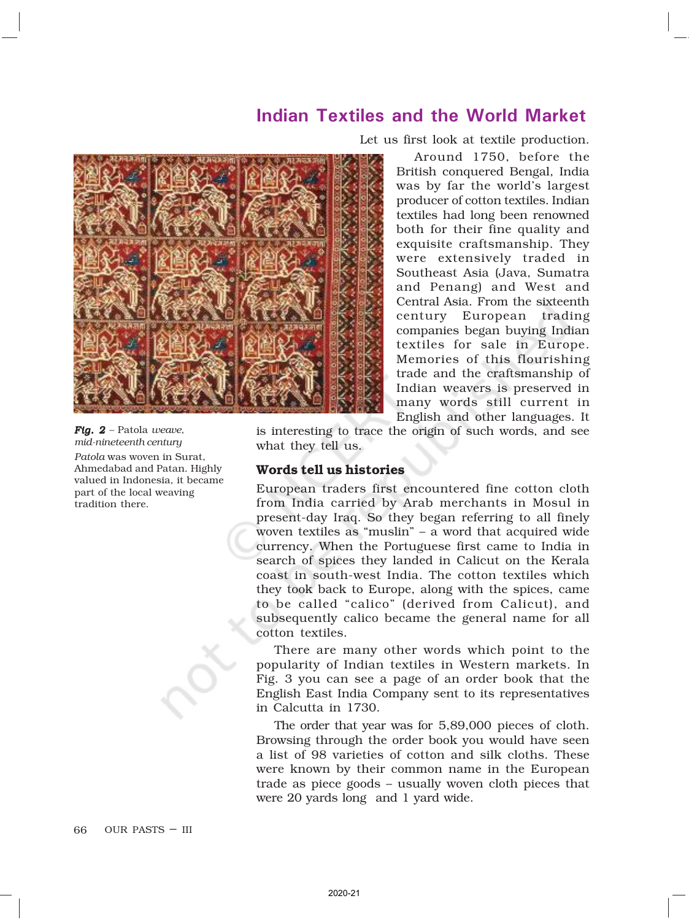## Indian Textiles and the World Market

*Fig. 2* – Patola *weave, mid-nineteenth century*

*Patola* was woven in Surat, Ahmedabad and Patan. Highly valued in Indonesia, it became part of the local weaving tradition there.

Let us first look at textile production.

Around 1750, before the British conquered Bengal, India was by far the world's largest producer of cotton textiles. Indian textiles had long been renowned both for their fine quality and exquisite craftsmanship. They were extensively traded in Southeast Asia (Java, Sumatra and Penang) and West and Central Asia. From the sixteenth century European trading companies began buying Indian textiles for sale in Europe. Memories of this flourishing trade and the craftsmanship of Indian weavers is preserved in many words still current in English and other languages. It is interesting to trace the origin of such words, and see what they tell us.

### Words tell us histories

European traders first encountered fine cotton cloth from India carried by Arab merchants in Mosul in present-day Iraq. So they began referring to all finely woven textiles as "muslin" – a word that acquired wide currency. When the Portuguese first came to India in search of spices they landed in Calicut on the Kerala coast in south-west India. The cotton textiles which they took back to Europe, along with the spices, came to be called "calico" (derived from Calicut), and subsequently calico became the general name for all cotton textiles.

There are many other words which point to the popularity of Indian textiles in Western markets. In Fig. 3 you can see a page of an order book that the English East India Company sent to its representatives in Calcutta in 1730.

The order that year was for 5,89,000 pieces of cloth. Browsing through the order book you would have seen a list of 98 varieties of cotton and silk cloths. These were known by their common name in the European trade as piece goods – usually woven cloth pieces that were 20 yards long and 1 yard wide.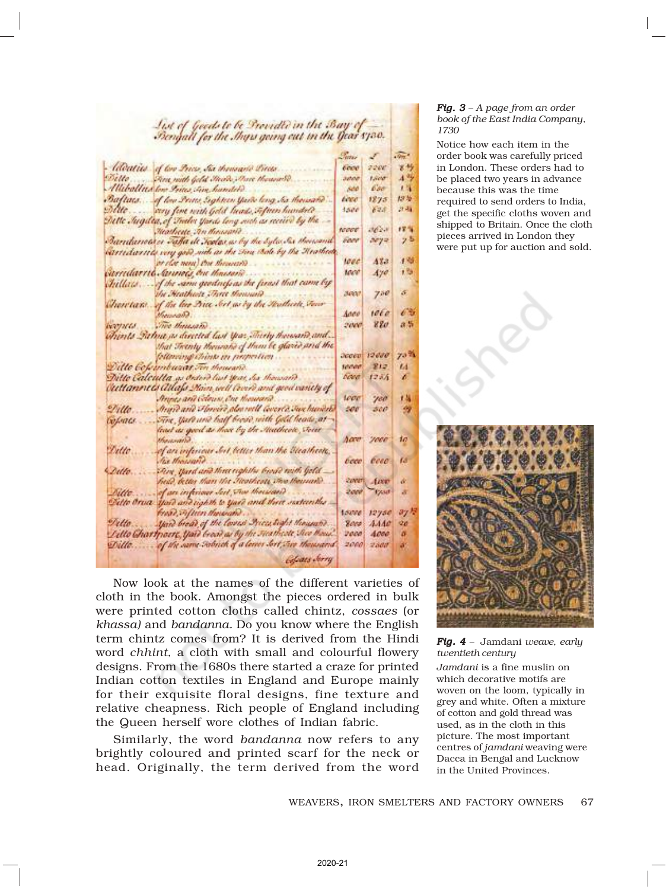*Fig. 3 – A page from an order book of the East India Company, 1730*

Notice how each item in the order book was carefully priced in London. These orders had to be placed two years in advance because this was the time required to send orders to India, get the specific cloths woven and shipped to Britain. Once the cloth pieces arrived in London they were put up for auction and sold.

Now look at the names of the different varieties of cloth in the book. Amongst the pieces ordered in bulk were printed cotton cloths called chintz, *cossaes* (or *khassa)* and *bandanna.* Do you know where the English term chintz comes from? It is derived from the Hindi word *chhint*, a cloth with small and colourful flowery designs. From the 1680s there started a craze for printed Indian cotton textiles in England and Europe mainly for their exquisite floral designs, fine texture and relative cheapness. Rich people of England including the Queen herself wore clothes of Indian fabric.

Similarly, the word *bandanna* now refers to any brightly coloured and printed scarf for the neck or head. Originally, the term derived from the word

***Fig. 4*** – Jamdani *weave, early twentieth century*

*Jamdani* is a fine muslin on which decorative motifs are woven on the loom, typically in grey and white. Often a mixture of cotton and gold thread was used, as in the cloth in this picture. The most important centres of *jamdani* weaving were Dacca in Bengal and Lucknow in the United Provinces.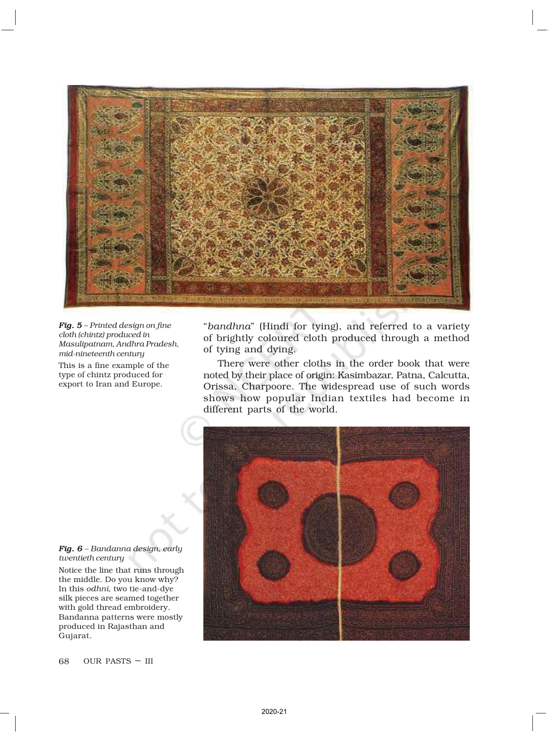*Fig. 5 – Printed design on fine cloth (chintz) produced in Masulipatnam, Andhra Pradesh, mid-nineteenth century*

This is a fine example of the type of chintz produced for export to Iran and Europe.

"*bandhna*" (Hindi for tying), and referred to a variety of brightly coloured cloth produced through a method of tying and dying.

There were other cloths in the order book that were noted by their place of origin: Kasimbazar, Patna, Calcutta, Orissa, Charpoore. The widespread use of such words shows how popular Indian textiles had become in different parts of the world.

*Fig. 6 – Bandanna design, early twentieth century*

Notice the line that runs through the middle. Do you know why? In this *odhni*, two tie-and-dye silk pieces are seamed together with gold thread embroidery. Bandanna patterns were mostly produced in Rajasthan and Gujarat.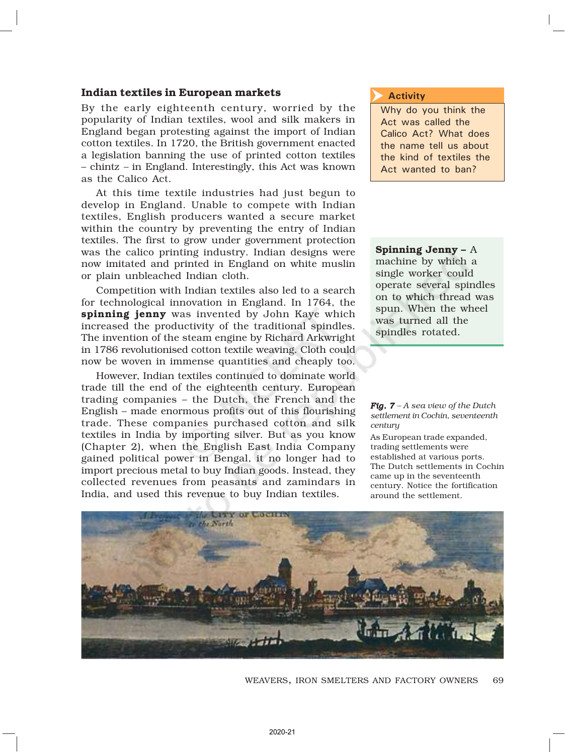## Indian textiles in European markets

By the early eighteenth century, worried by the popularity of Indian textiles, wool and silk makers in England began protesting against the import of Indian cotton textiles. In 1720, the British government enacted a legislation banning the use of printed cotton textiles – chintz – in England. Interestingly, this Act was known as the Calico Act.

At this time textile industries had just begun to develop in England. Unable to compete with Indian textiles, English producers wanted a secure market within the country by preventing the entry of Indian textiles. The first to grow under government protection was the calico printing industry. Indian designs were now imitated and printed in England on white muslin or plain unbleached Indian cloth.

Competition with Indian textiles also led to a search for technological innovation in England. In 1764, the **spinning jenny** was invented by John Kaye which increased the productivity of the traditional spindles. The invention of the steam engine by Richard Arkwright in 1786 revolutionised cotton textile weaving. Cloth could now be woven in immense quantities and cheaply too.

However, Indian textiles continued to dominate world trade till the end of the eighteenth century. European trading companies – the Dutch, the French and the English – made enormous profits out of this flourishing trade. These companies purchased cotton and silk textiles in India by importing silver. But as you know (Chapter 2), when the English East India Company gained political power in Bengal, it no longer had to import precious metal to buy Indian goods. Instead, they collected revenues from peasants and zamindars in India, and used this revenue to buy Indian textiles.

**Activity**

Why do you think the Act was called the Calico Act? What does the name tell us about the kind of textiles the Act wanted to ban?

**Spinning Jenny –** A machine by which a single worker could operate several spindles on to which thread was spun. When the wheel was turned all the spindles rotated.

***Fig. 7*** *– A sea view of the Dutch settlement in Cochin, seventeenth century*

As European trade expanded, trading settlements were established at various ports. The Dutch settlements in Cochin came up in the seventeenth century. Notice the fortification around the settlement.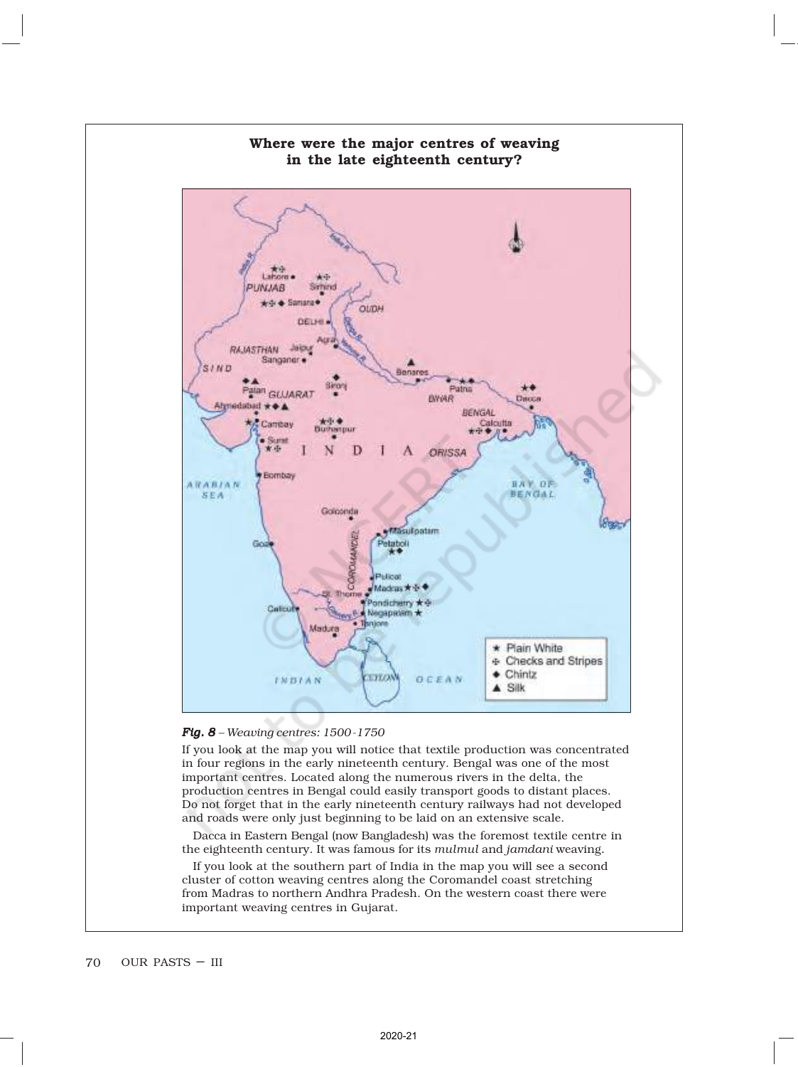### Where were the major centres of weaving in the late eighteenth century?

*Fig. 8* – *Weaving centres: 1500-1750*

If you look at the map you will notice that textile production was concentrated in four regions in the early nineteenth century. Bengal was one of the most important centres. Located along the numerous rivers in the delta, the production centres in Bengal could easily transport goods to distant places. Do not forget that in the early nineteenth century railways had not developed and roads were only just beginning to be laid on an extensive scale.

Dacca in Eastern Bengal (now Bangladesh) was the foremost textile centre in the eighteenth century. It was famous for its *mulmul* and *jamdani* weaving.

If you look at the southern part of India in the map you will see a second cluster of cotton weaving centres along the Coromandel coast stretching from Madras to northern Andhra Pradesh. On the western coast there were important weaving centres in Gujarat.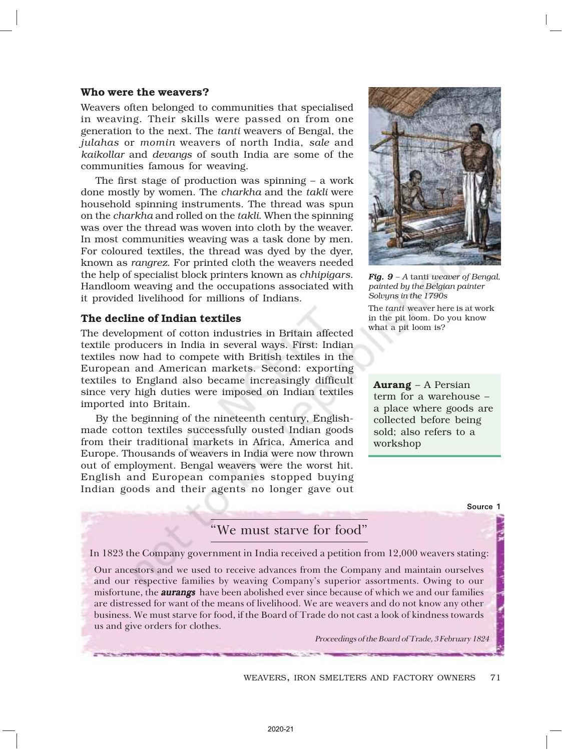### Who were the weavers?

Weavers often belonged to communities that specialised in weaving. Their skills were passed on from one generation to the next. The *tanti* weavers of Bengal, the *julahas* or *momin* weavers of north India, *sale* and *kaikollar* and *devangs* of south India are some of the communities famous for weaving.

The first stage of production was spinning – a work done mostly by women. The *charkha* and the *takli* were household spinning instruments. The thread was spun on the *charkha* and rolled on the *takli*. When the spinning was over the thread was woven into cloth by the weaver. In most communities weaving was a task done by men. For coloured textiles, the thread was dyed by the dyer, known as *rangrez*. For printed cloth the weavers needed the help of specialist block printers known as *chhipigars*. Handloom weaving and the occupations associated with it provided livelihood for millions of Indians.

***Fig. 9*** *– A* tanti *weaver of Bengal, painted by the Belgian painter Solvyns in the 1790s*

The *tanti* weaver here is at work in the pit loom. Do you know what a pit loom is?

### The decline of Indian textiles

The development of cotton industries in Britain affected textile producers in India in several ways. First: Indian textiles now had to compete with British textiles in the European and American markets. Second: exporting textiles to England also became increasingly difficult since very high duties were imposed on Indian textiles imported into Britain.

By the beginning of the nineteenth century, English-made cotton textiles successfully ousted Indian goods from their traditional markets in Africa, America and Europe. Thousands of weavers in India were now thrown out of employment. Bengal weavers were the worst hit. English and European companies stopped buying Indian goods and their agents no longer gave out

**Aurang** – A Persian term for a warehouse – a place where goods are collected before being sold; also refers to a workshop

Source 1

## "We must starve for food"

In 1823 the Company government in India received a petition from 12,000 weavers stating:

Our ancestors and we used to receive advances from the Company and maintain ourselves and our respective families by weaving Company's superior assortments. Owing to our misfortune, the ***aurangs*** have been abolished ever since because of which we and our families are distressed for want of the means of livelihood. We are weavers and do not know any other business. We must starve for food, if the Board of Trade do not cast a look of kindness towards us and give orders for clothes.

*Proceedings of the Board of Trade, 3 February 1824*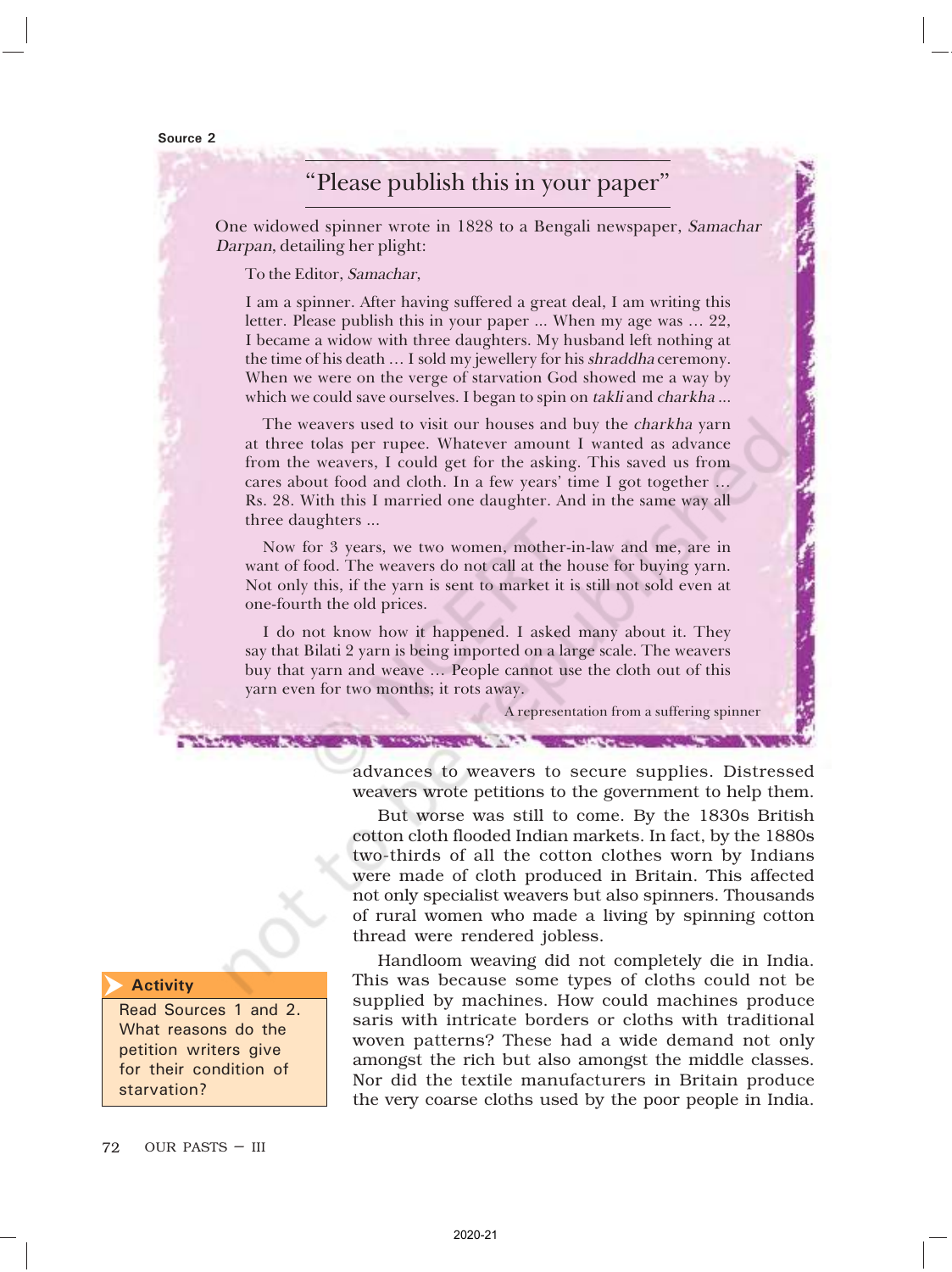Source 2

## "Please publish this in your paper"

One widowed spinner wrote in 1828 to a Bengali newspaper, *Samachar Darpan*, detailing her plight:

To the Editor, *Samachar*,

I am a spinner. After having suffered a great deal, I am writing this letter. Please publish this in your paper ... When my age was ... 22, I became a widow with three daughters. My husband left nothing at the time of his death ... I sold my jewellery for his *shraddha* ceremony. When we were on the verge of starvation God showed me a way by which we could save ourselves. I began to spin on *takli* and *charkha* ...

The weavers used to visit our houses and buy the *charkha* yarn at three tolas per rupee. Whatever amount I wanted as advance from the weavers, I could get for the asking. This saved us from cares about food and cloth. In a few years' time I got together ... Rs. 28. With this I married one daughter. And in the same way all three daughters ...

Now for 3 years, we two women, mother-in-law and me, are in want of food. The weavers do not call at the house for buying yarn. Not only this, if the yarn is sent to market it is still not sold even at one-fourth the old prices.

I do not know how it happened. I asked many about it. They say that Bilati 2 yarn is being imported on a large scale. The weavers buy that yarn and weave ... People cannot use the cloth out of this yarn even for two months; it rots away.

A representation from a suffering spinner

advances to weavers to secure supplies. Distressed weavers wrote petitions to the government to help them.

But worse was still to come. By the 1830s British cotton cloth flooded Indian markets. In fact, by the 1880s two-thirds of all the cotton clothes worn by Indians were made of cloth produced in Britain. This affected not only specialist weavers but also spinners. Thousands of rural women who made a living by spinning cotton thread were rendered jobless.

Handloom weaving did not completely die in India. This was because some types of cloths could not be supplied by machines. How could machines produce saris with intricate borders or cloths with traditional woven patterns? These had a wide demand not only amongst the rich but also amongst the middle classes. Nor did the textile manufacturers in Britain produce the very coarse cloths used by the poor people in India.

**Activity**

Read Sources 1 and 2. What reasons do the petition writers give for their condition of starvation?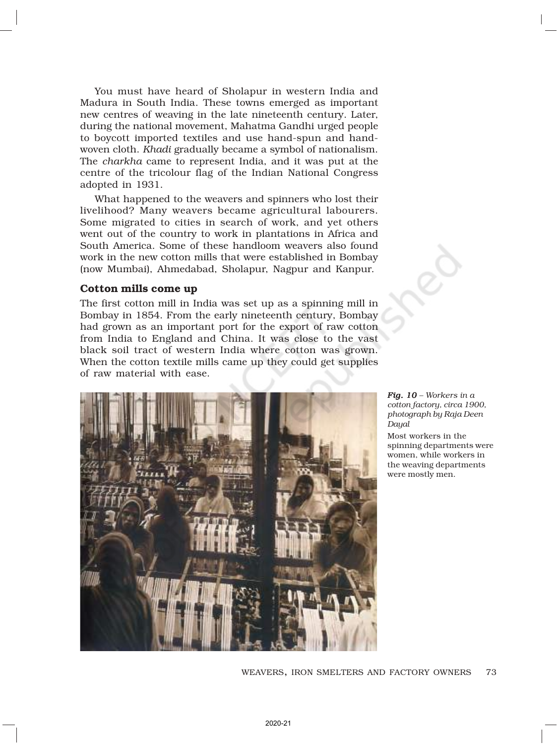You must have heard of Sholapur in western India and Madura in South India. These towns emerged as important new centres of weaving in the late nineteenth century. Later, during the national movement, Mahatma Gandhi urged people to boycott imported textiles and use hand-spun and hand-woven cloth. *Khadi* gradually became a symbol of nationalism. The *charkha* came to represent India, and it was put at the centre of the tricolour flag of the Indian National Congress adopted in 1931.

What happened to the weavers and spinners who lost their livelihood? Many weavers became agricultural labourers. Some migrated to cities in search of work, and yet others went out of the country to work in plantations in Africa and South America. Some of these handloom weavers also found work in the new cotton mills that were established in Bombay (now Mumbai), Ahmedabad, Sholapur, Nagpur and Kanpur.

### Cotton mills come up

The first cotton mill in India was set up as a spinning mill in Bombay in 1854. From the early nineteenth century, Bombay had grown as an important port for the export of raw cotton from India to England and China. It was close to the vast black soil tract of western India where cotton was grown. When the cotton textile mills came up they could get supplies of raw material with ease.

***Fig. 10** – Workers in a cotton factory, circa 1900, photograph by Raja Deen Dayal*

Most workers in the spinning departments were women, while workers in the weaving departments were mostly men.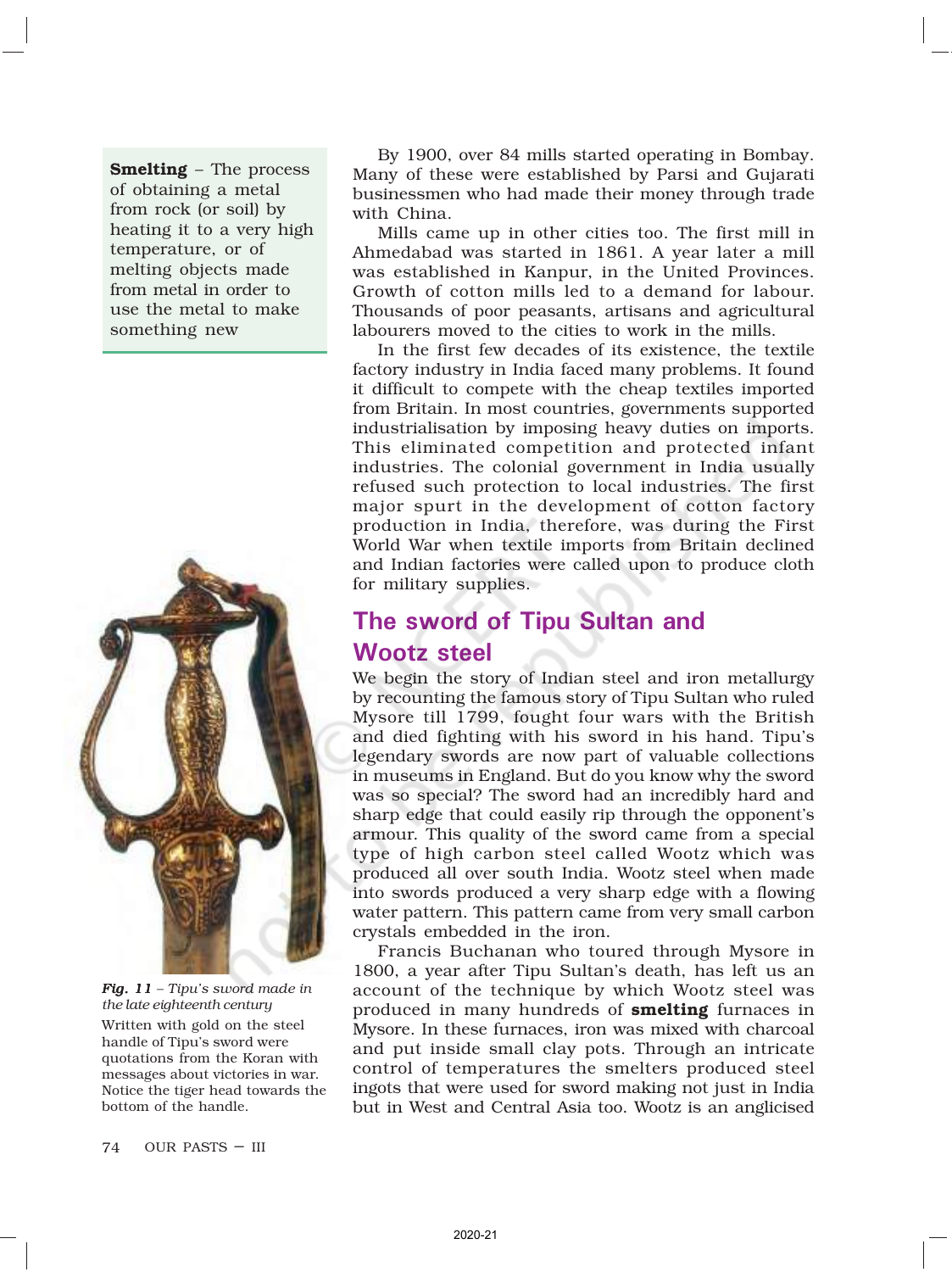**Smelting** – The process of obtaining a metal from rock (or soil) by heating it to a very high temperature, or of melting objects made from metal in order to use the metal to make something new

By 1900, over 84 mills started operating in Bombay. Many of these were established by Parsi and Gujarati businessmen who had made their money through trade with China.

Mills came up in other cities too. The first mill in Ahmedabad was started in 1861. A year later a mill was established in Kanpur, in the United Provinces. Growth of cotton mills led to a demand for labour. Thousands of poor peasants, artisans and agricultural labourers moved to the cities to work in the mills.

In the first few decades of its existence, the textile factory industry in India faced many problems. It found it difficult to compete with the cheap textiles imported from Britain. In most countries, governments supported industrialisation by imposing heavy duties on imports. This eliminated competition and protected infant industries. The colonial government in India usually refused such protection to local industries. The first major spurt in the development of cotton factory production in India, therefore, was during the First World War when textile imports from Britain declined and Indian factories were called upon to produce cloth for military supplies.

## The sword of Tipu Sultan and Wootz steel

We begin the story of Indian steel and iron metallurgy by recounting the famous story of Tipu Sultan who ruled Mysore till 1799, fought four wars with the British and died fighting with his sword in his hand. Tipu's legendary swords are now part of valuable collections in museums in England. But do you know why the sword was so special? The sword had an incredibly hard and sharp edge that could easily rip through the opponent's armour. This quality of the sword came from a special type of high carbon steel called Wootz which was produced all over south India. Wootz steel when made into swords produced a very sharp edge with a flowing water pattern. This pattern came from very small carbon crystals embedded in the iron.

Francis Buchanan who toured through Mysore in 1800, a year after Tipu Sultan's death, has left us an account of the technique by which Wootz steel was produced in many hundreds of **smelting** furnaces in Mysore. In these furnaces, iron was mixed with charcoal and put inside small clay pots. Through an intricate control of temperatures the smelters produced steel ingots that were used for sword making not just in India but in West and Central Asia too. Wootz is an anglicised

*Fig. 11 – Tipu's sword made in the late eighteenth century*

Written with gold on the steel handle of Tipu's sword were quotations from the Koran with messages about victories in war. Notice the tiger head towards the bottom of the handle.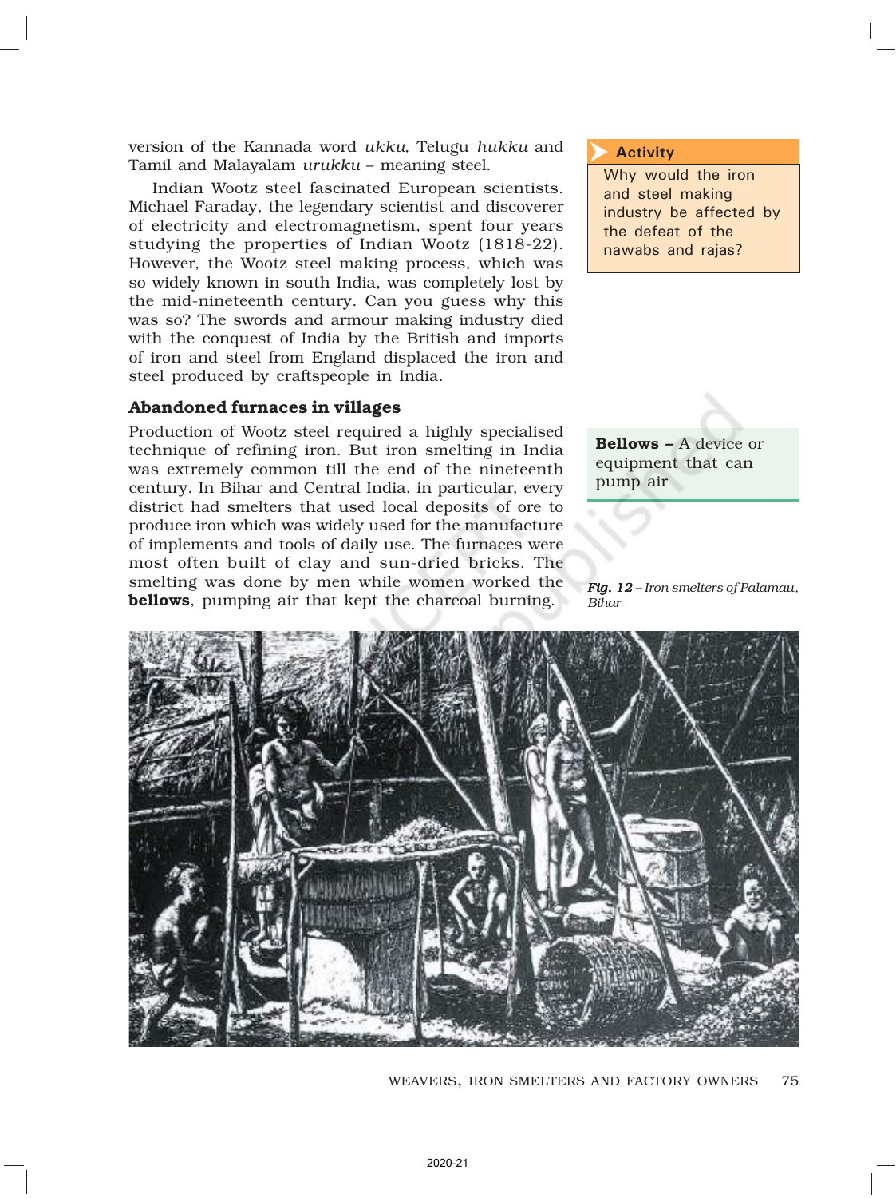version of the Kannada word *ukku*, Telugu *hukku* and Tamil and Malayalam *urukku* – meaning steel.

Indian Wootz steel fascinated European scientists. Michael Faraday, the legendary scientist and discoverer of electricity and electromagnetism, spent four years studying the properties of Indian Wootz (1818-22). However, the Wootz steel making process, which was so widely known in south India, was completely lost by the mid-nineteenth century. Can you guess why this was so? The swords and armour making industry died with the conquest of India by the British and imports of iron and steel from England displaced the iron and steel produced by craftspeople in India.

> **Activity**
>
> Why would the iron and steel making industry be affected by the defeat of the nawabs and rajas?

### Abandoned furnaces in villages

Production of Wootz steel required a highly specialised technique of refining iron. But iron smelting in India was extremely common till the end of the nineteenth century. In Bihar and Central India, in particular, every district had smelters that used local deposits of ore to produce iron which was widely used for the manufacture of implements and tools of daily use. The furnaces were most often built of clay and sun-dried bricks. The smelting was done by men while women worked the **bellows**, pumping air that kept the charcoal burning.

**Bellows –** A device or equipment that can pump air

*Fig. 12 – Iron smelters of Palamau, Bihar*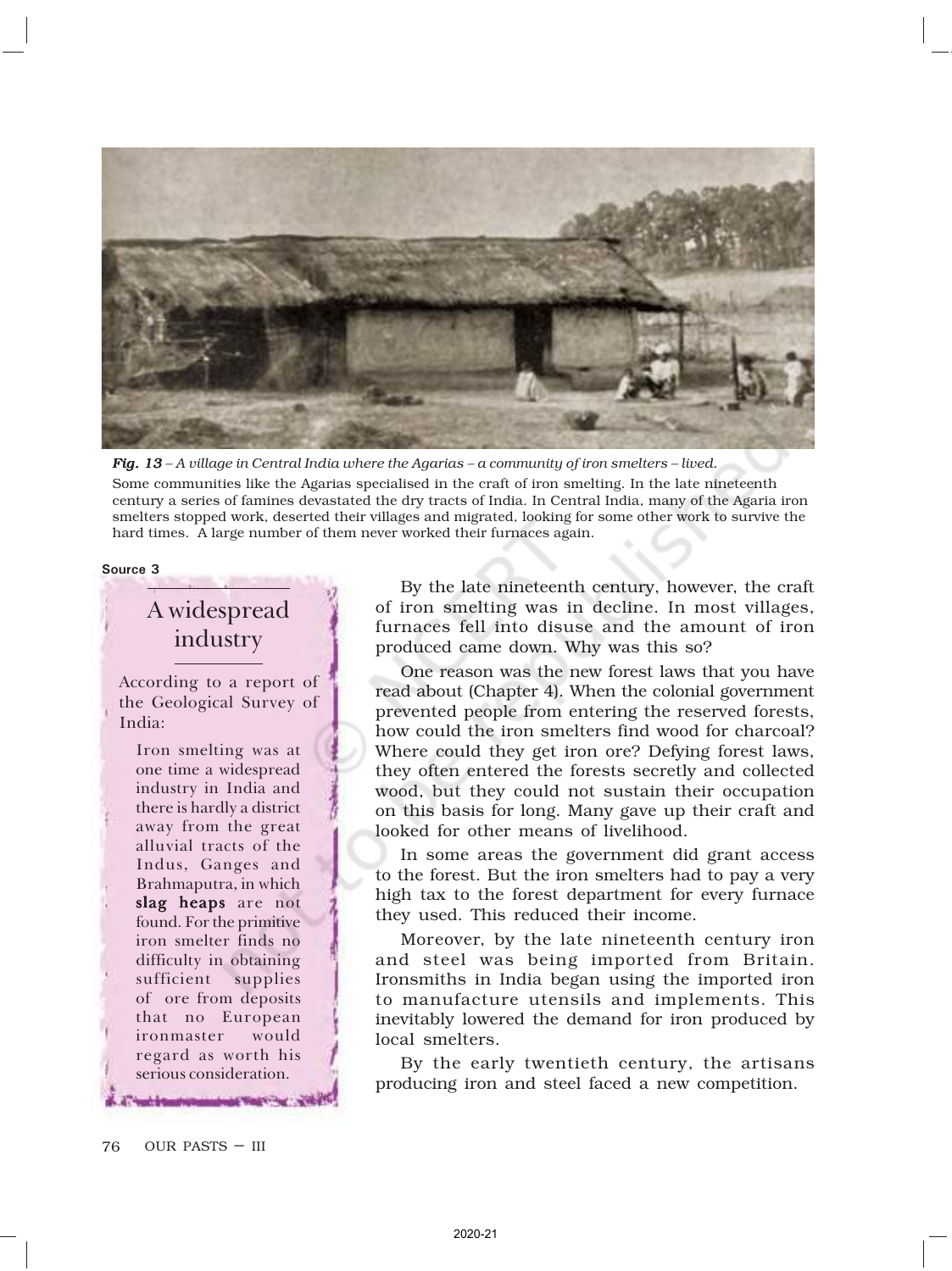***Fig. 13** – A village in Central India where the Agarias – a community of iron smelters – lived.*

Some communities like the Agarias specialised in the craft of iron smelting. In the late nineteenth century a series of famines devastated the dry tracts of India. In Central India, many of the Agaria iron smelters stopped work, deserted their villages and migrated, looking for some other work to survive the hard times. A large number of them never worked their furnaces again.

Source 3

### A widespread industry

According to a report of the Geological Survey of India:

> Iron smelting was at one time a widespread industry in India and there is hardly a district away from the great alluvial tracts of the Indus, Ganges and Brahmaputra, in which **slag heaps** are not found. For the primitive iron smelter finds no difficulty in obtaining sufficient supplies of ore from deposits that no European ironmaster would regard as worth his serious consideration.

By the late nineteenth century, however, the craft of iron smelting was in decline. In most villages, furnaces fell into disuse and the amount of iron produced came down. Why was this so?

One reason was the new forest laws that you have read about (Chapter 4). When the colonial government prevented people from entering the reserved forests, how could the iron smelters find wood for charcoal? Where could they get iron ore? Defying forest laws, they often entered the forests secretly and collected wood, but they could not sustain their occupation on this basis for long. Many gave up their craft and looked for other means of livelihood.

In some areas the government did grant access to the forest. But the iron smelters had to pay a very high tax to the forest department for every furnace they used. This reduced their income.

Moreover, by the late nineteenth century iron and steel was being imported from Britain. Ironsmiths in India began using the imported iron to manufacture utensils and implements. This inevitably lowered the demand for iron produced by local smelters.

By the early twentieth century, the artisans producing iron and steel faced a new competition.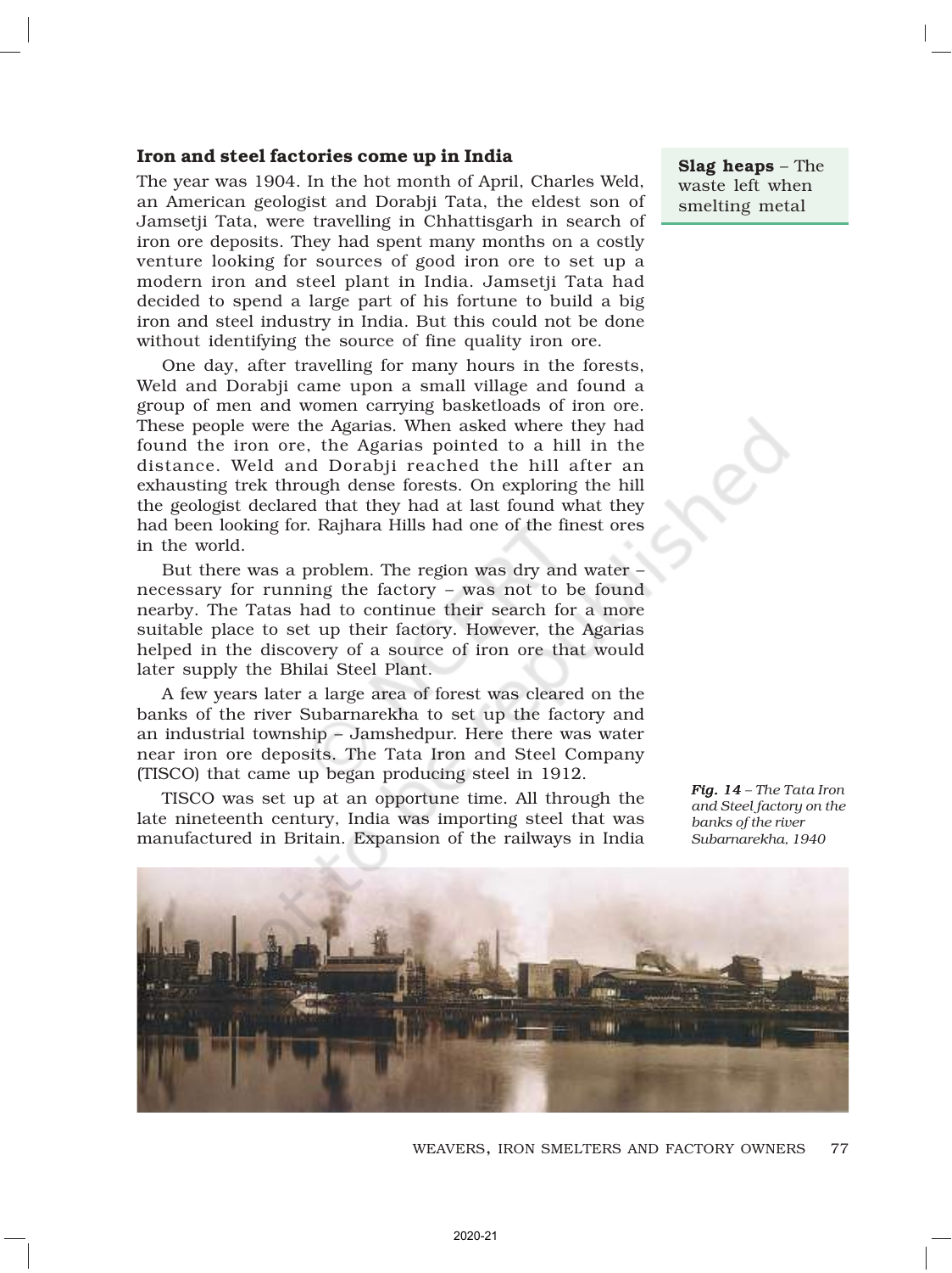### Iron and steel factories come up in India

The year was 1904. In the hot month of April, Charles Weld, an American geologist and Dorabji Tata, the eldest son of Jamsetji Tata, were travelling in Chhattisgarh in search of iron ore deposits. They had spent many months on a costly venture looking for sources of good iron ore to set up a modern iron and steel plant in India. Jamsetji Tata had decided to spend a large part of his fortune to build a big iron and steel industry in India. But this could not be done without identifying the source of fine quality iron ore.

**Slag heaps** – The waste left when smelting metal

One day, after travelling for many hours in the forests, Weld and Dorabji came upon a small village and found a group of men and women carrying basketloads of iron ore. These people were the Agarias. When asked where they had found the iron ore, the Agarias pointed to a hill in the distance. Weld and Dorabji reached the hill after an exhausting trek through dense forests. On exploring the hill the geologist declared that they had at last found what they had been looking for. Rajhara Hills had one of the finest ores in the world.

But there was a problem. The region was dry and water – necessary for running the factory – was not to be found nearby. The Tatas had to continue their search for a more suitable place to set up their factory. However, the Agarias helped in the discovery of a source of iron ore that would later supply the Bhilai Steel Plant.

A few years later a large area of forest was cleared on the banks of the river Subarnarekha to set up the factory and an industrial township – Jamshedpur. Here there was water near iron ore deposits. The Tata Iron and Steel Company (TISCO) that came up began producing steel in 1912.

TISCO was set up at an opportune time. All through the late nineteenth century, India was importing steel that was manufactured in Britain. Expansion of the railways in India

*Fig. 14 – The Tata Iron and Steel factory on the banks of the river Subarnarekha, 1940*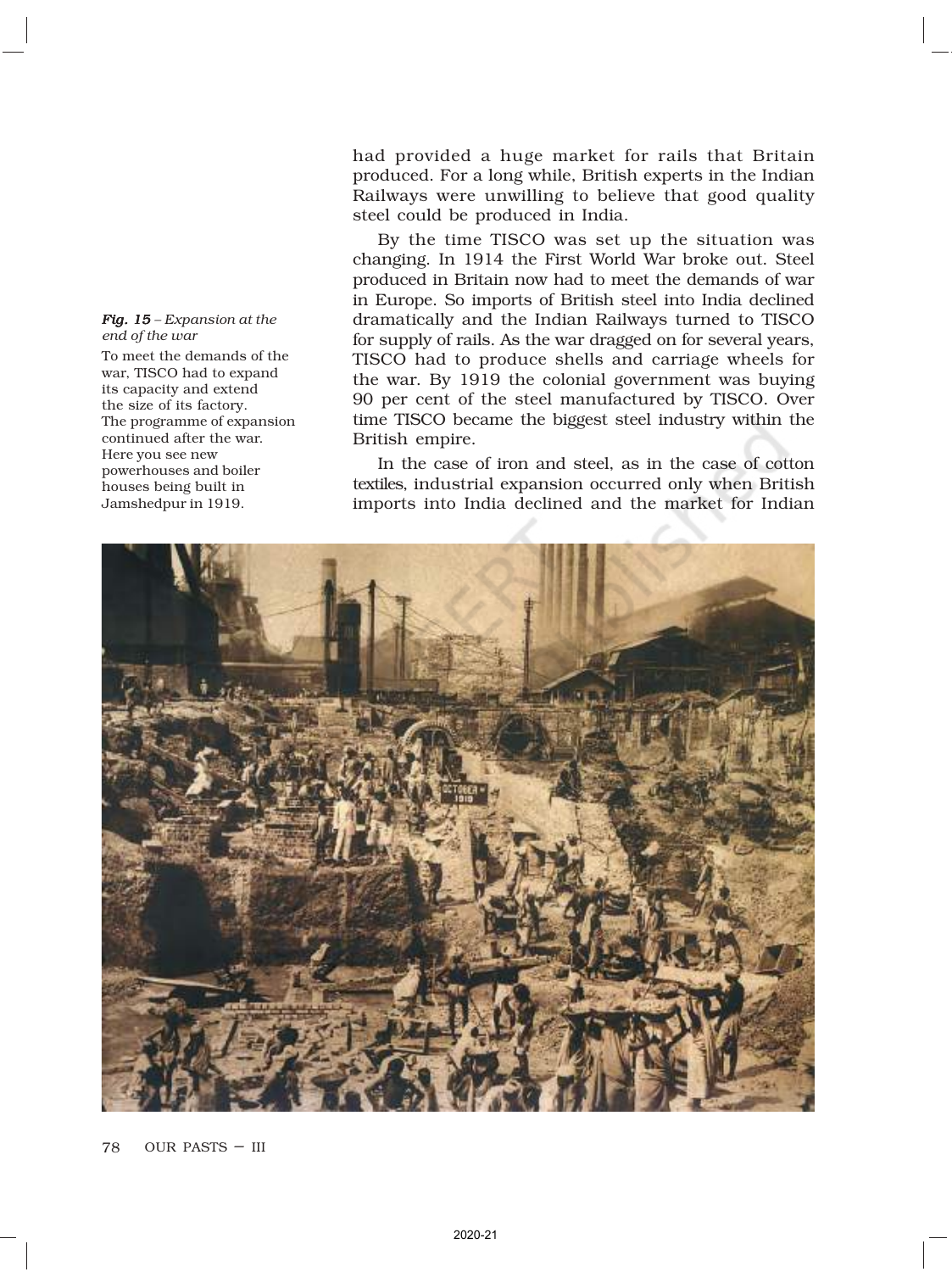had provided a huge market for rails that Britain produced. For a long while, British experts in the Indian Railways were unwilling to believe that good quality steel could be produced in India.

By the time TISCO was set up the situation was changing. In 1914 the First World War broke out. Steel produced in Britain now had to meet the demands of war in Europe. So imports of British steel into India declined dramatically and the Indian Railways turned to TISCO for supply of rails. As the war dragged on for several years, TISCO had to produce shells and carriage wheels for the war. By 1919 the colonial government was buying 90 per cent of the steel manufactured by TISCO. Over time TISCO became the biggest steel industry within the British empire.

In the case of iron and steel, as in the case of cotton textiles, industrial expansion occurred only when British imports into India declined and the market for Indian

***Fig. 15*** *– Expansion at the end of the war*

To meet the demands of the war, TISCO had to expand its capacity and extend the size of its factory. The programme of expansion continued after the war. Here you see new powerhouses and boiler houses being built in Jamshedpur in 1919.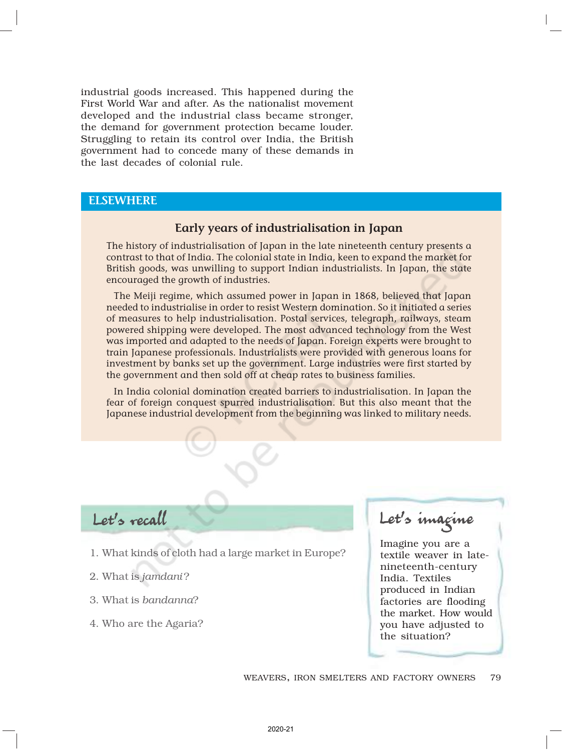industrial goods increased. This happened during the First World War and after. As the nationalist movement developed and the industrial class became stronger, the demand for government protection became louder. Struggling to retain its control over India, the British government had to concede many of these demands in the last decades of colonial rule.

## ELSEWHERE

### Early years of industrialisation in Japan

The history of industrialisation of Japan in the late nineteenth century presents a contrast to that of India. The colonial state in India, keen to expand the market for British goods, was unwilling to support Indian industrialists. In Japan, the state encouraged the growth of industries.

The Meiji regime, which assumed power in Japan in 1868, believed that Japan needed to industrialise in order to resist Western domination. So it initiated a series of measures to help industrialisation. Postal services, telegraph, railways, steam powered shipping were developed. The most advanced technology from the West was imported and adapted to the needs of Japan. Foreign experts were brought to train Japanese professionals. Industrialists were provided with generous loans for investment by banks set up the government. Large industries were first started by the government and then sold off at cheap rates to business families.

In India colonial domination created barriers to industrialisation. In Japan the fear of foreign conquest spurred industrialisation. But this also meant that the Japanese industrial development from the beginning was linked to military needs.

## Let's recall

1. What kinds of cloth had a large market in Europe?
2. What is *jamdani*?
3. What is *bandanna*?
4. Who are the Agaria?

## Let's imagine

Imagine you are a textile weaver in late-nineteenth-century India. Textiles produced in Indian factories are flooding the market. How would you have adjusted to the situation?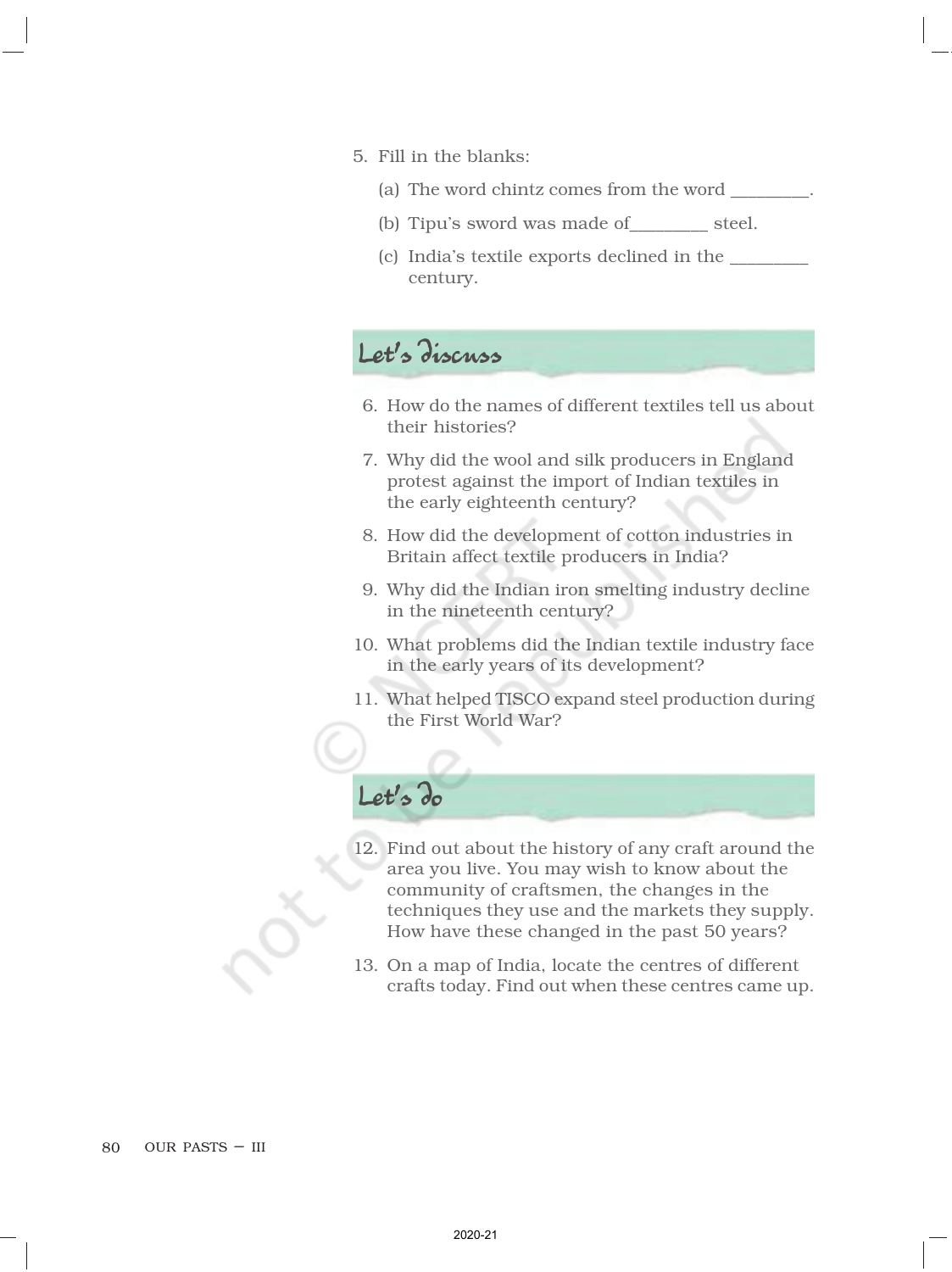5. Fill in the blanks:

   (a) The word chintz comes from the word ________.

   (b) Tipu's sword was made of________ steel.

   (c) India's textile exports declined in the ________ century.

## Let's discuss

6. How do the names of different textiles tell us about their histories?

7. Why did the wool and silk producers in England protest against the import of Indian textiles in the early eighteenth century?

8. How did the development of cotton industries in Britain affect textile producers in India?

9. Why did the Indian iron smelting industry decline in the nineteenth century?

10. What problems did the Indian textile industry face in the early years of its development?

11. What helped TISCO expand steel production during the First World War?

## Let's do

12. Find out about the history of any craft around the area you live. You may wish to know about the community of craftsmen, the changes in the techniques they use and the markets they supply. How have these changed in the past 50 years?

13. On a map of India, locate the centres of different crafts today. Find out when these centres came up.